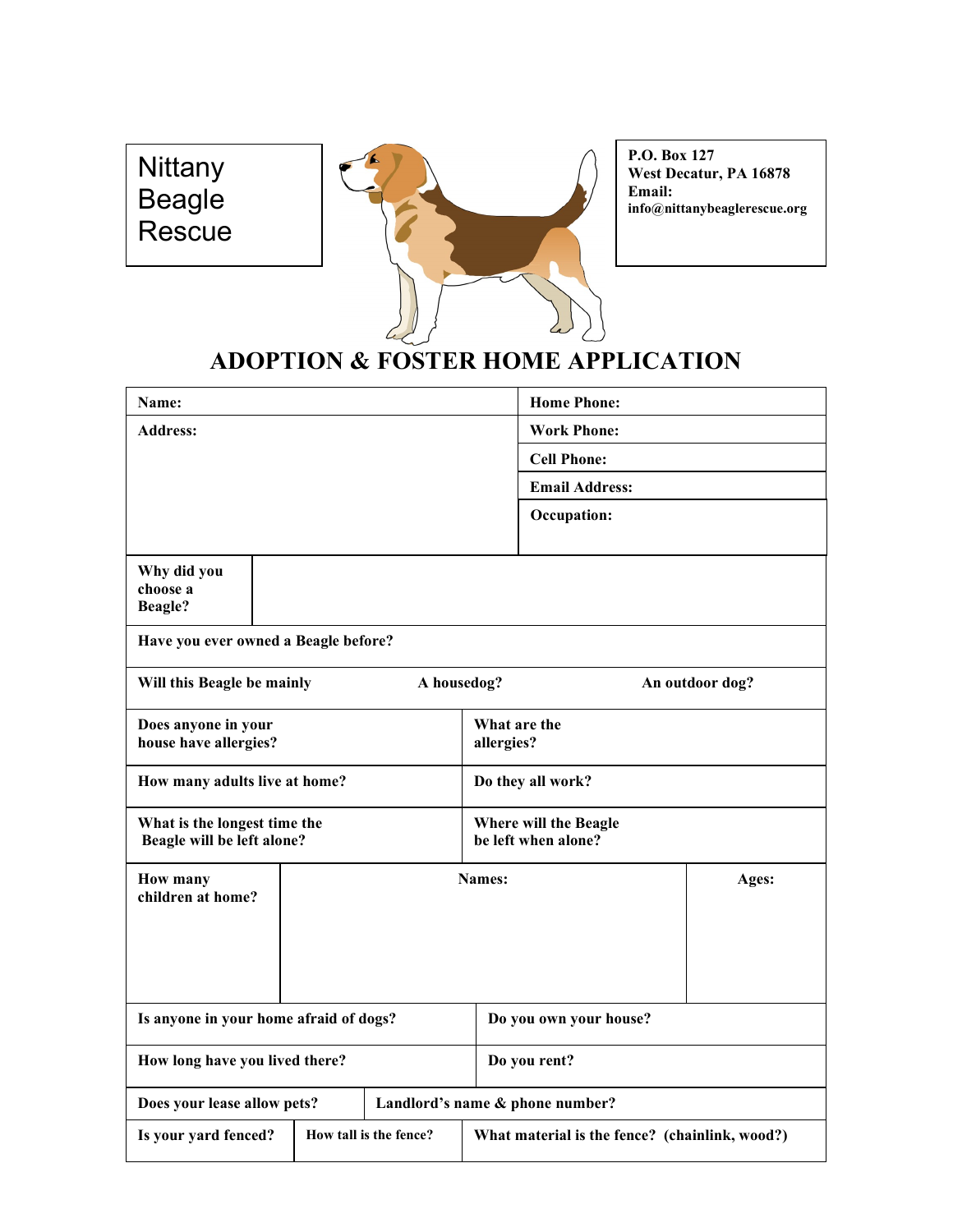Nittany Beagle Rescue

**P.O. Box 127**
**West Decatur, PA 16878**
**Email:**
**info@nittanybeaglerescue.org**

# ADOPTION & FOSTER HOME APPLICATION

| | |
|---|---|
| **Name:** | **Home Phone:** |
| **Address:** | **Work Phone:** |
| | **Cell Phone:** |
| | **Email Address:** |
| | **Occupation:** |

| | |
|---|---|
| **Why did you choose a Beagle?** | |

| | | |
|---|---|---|
| **Have you ever owned a Beagle before?** | | |
| **Will this Beagle be mainly** | **A housedog?** | **An outdoor dog?** |

| | |
|---|---|
| **Does anyone in your house have allergies?** | **What are the allergies?** |
| **How many adults live at home?** | **Do they all work?** |
| **What is the longest time the Beagle will be left alone?** | **Where will the Beagle be left when alone?** |

| **How many children at home?** | **Names:** | **Ages:** |
|---|---|---|
| | | |

| | |
|---|---|
| **Is anyone in your home afraid of dogs?** | **Do you own your house?** |
| **How long have you lived there?** | **Do you rent?** |

| | |
|---|---|
| **Does your lease allow pets?** | **Landlord's name & phone number?** |

| | | |
|---|---|---|
| **Is your yard fenced?** | **How tall is the fence?** | **What material is the fence? (chainlink, wood?)** |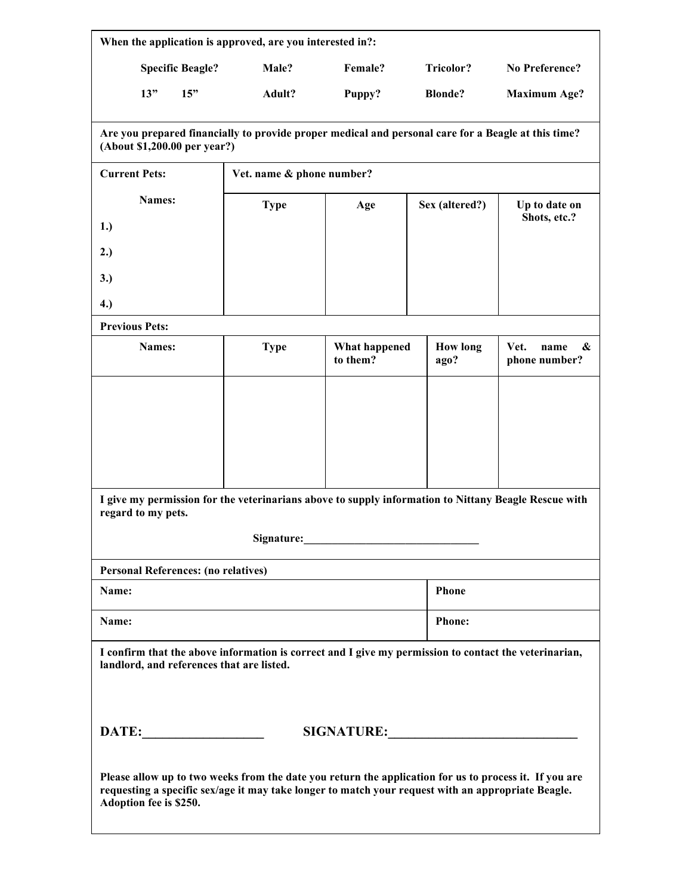**When the application is approved, are you interested in?:**

| | | | | |
|---|---|---|---|---|
| **Specific Beagle?** | **Male?** | **Female?** | **Tricolor?** | **No Preference?** |
| **13"  15"** | **Adult?** | **Puppy?** | **Blonde?** | **Maximum Age?** |

**Are you prepared financially to provide proper medical and personal care for a Beagle at this time? (About $1,200.00 per year?)**

**Current Pets:** | **Vet. name & phone number?**

| **Names:** | **Type** | **Age** | **Sex (altered?)** | **Up to date on Shots, etc.?** |
|---|---|---|---|---|
| **1.)** | | | | |
| **2.)** | | | | |
| **3.)** | | | | |
| **4.)** | | | | |

**Previous Pets:**

| **Names:** | **Type** | **What happened to them?** | **How long ago?** | **Vet. name & phone number?** |
|---|---|---|---|---|
| | | | | |

**I give my permission for the veterinarians above to supply information to Nittany Beagle Rescue with regard to my pets.**

**Signature:_______________________________**

**Personal References: (no relatives)**

| | |
|---|---|
| **Name:** | **Phone** |
| **Name:** | **Phone:** |

**I confirm that the above information is correct and I give my permission to contact the veterinarian, landlord, and references that are listed.**

**DATE:___________________ SIGNATURE:______________________________**

**Please allow up to two weeks from the date you return the application for us to process it. If you are requesting a specific sex/age it may take longer to match your request with an appropriate Beagle. Adoption fee is $250.**